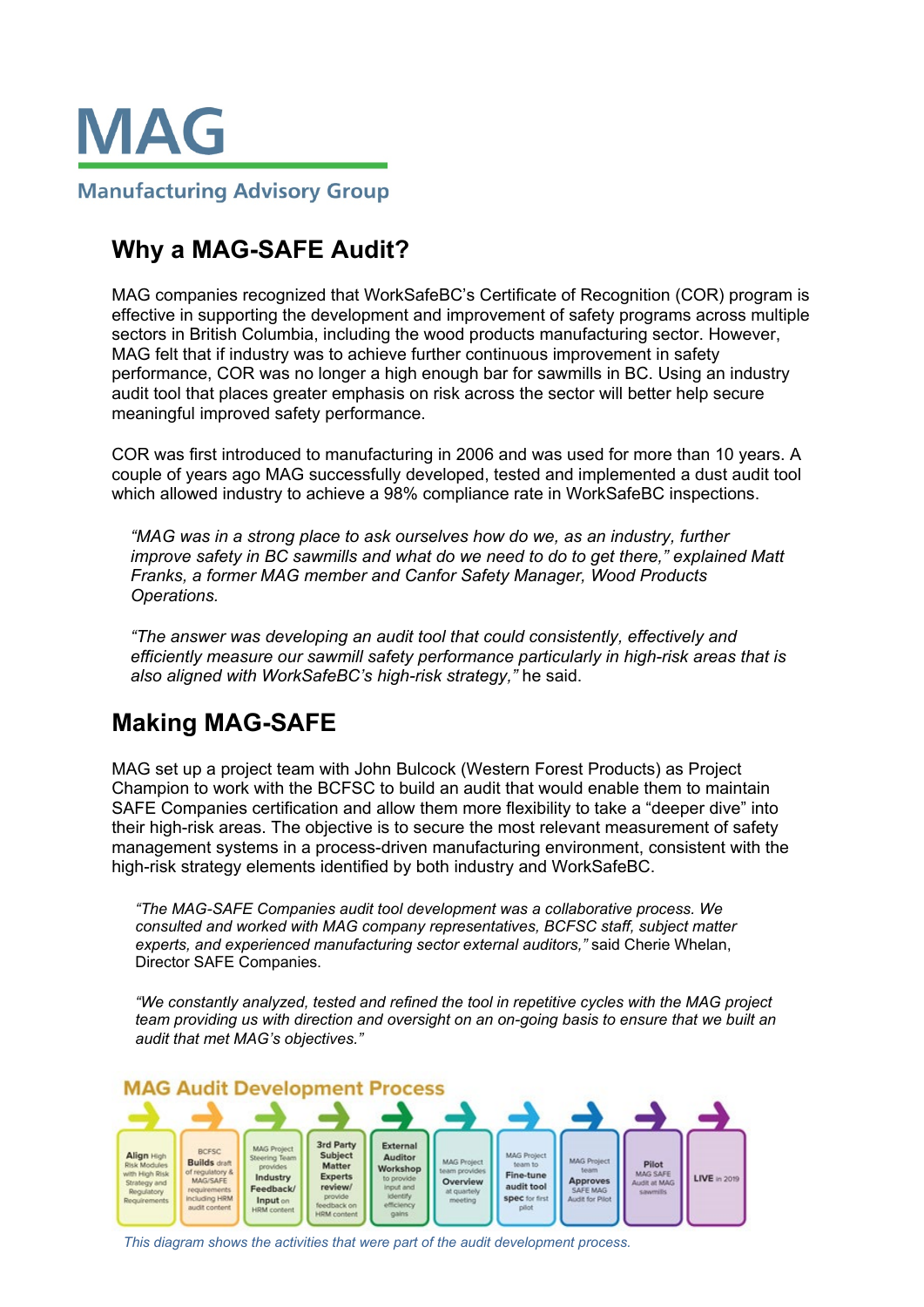# MAG

Manufacturing Advisory Group

## Why a MAG-SAFE Audit?

MAG companies recognized that WorkSafeBC's Certificate of Recognition (COR) program is effective in supporting the development and improvement of safety programs across multiple sectors in British Columbia, including the wood products manufacturing sector. However, MAG felt that if industry was to achieve further continuous improvement in safety performance, COR was no longer a high enough bar for sawmills in BC. Using an industry audit tool that places greater emphasis on risk across the sector will better help secure meaningful improved safety performance.

COR was first introduced to manufacturing in 2006 and was used for more than 10 years. A couple of years ago MAG successfully developed, tested and implemented a dust audit tool which allowed industry to achieve a 98% compliance rate in WorkSafeBC inspections.

> *"MAG was in a strong place to ask ourselves how do we, as an industry, further improve safety in BC sawmills and what do we need to do to get there,"* explained Matt Franks, a former MAG member and Canfor Safety Manager, Wood Products Operations.
>
> *"The answer was developing an audit tool that could consistently, effectively and efficiently measure our sawmill safety performance particularly in high-risk areas that is also aligned with WorkSafeBC's high-risk strategy,"* he said.

## Making MAG-SAFE

MAG set up a project team with John Bulcock (Western Forest Products) as Project Champion to work with the BCFSC to build an audit that would enable them to maintain SAFE Companies certification and allow them more flexibility to take a "deeper dive" into their high-risk areas. The objective is to secure the most relevant measurement of safety management systems in a process-driven manufacturing environment, consistent with the high-risk strategy elements identified by both industry and WorkSafeBC.

> *"The MAG-SAFE Companies audit tool development was a collaborative process. We consulted and worked with MAG company representatives, BCFSC staff, subject matter experts, and experienced manufacturing sector external auditors,"* said Cherie Whelan, Director SAFE Companies.
>
> *"We constantly analyzed, tested and refined the tool in repetitive cycles with the MAG project team providing us with direction and oversight on an on-going basis to ensure that we built an audit that met MAG's objectives."*

**MAG Audit Development Process**

1. **Align** High Risk Modules with High Risk Strategy and Regulatory Requirements
2. BCFSC **Builds** draft of regulatory & MAG/SAFE requirements including HRM audit content
3. MAG Project Steering Team provides **Industry Feedback/ Input** on HRM content
4. **3rd Party Subject Matter Experts review/** provide feedback on HRM content
5. **External Auditor Workshop** to provide input and identify efficiency gains
6. MAG Project team provides **Overview** at quarterly meeting
7. MAG Project team to **Fine-tune audit tool spec** for first pilot
8. MAG Project team **Approves** SAFE MAG Audit for Pilot
9. **Pilot** MAG SAFE Audit at MAG sawmills
10. **LIVE** in 2019

*This diagram shows the activities that were part of the audit development process.*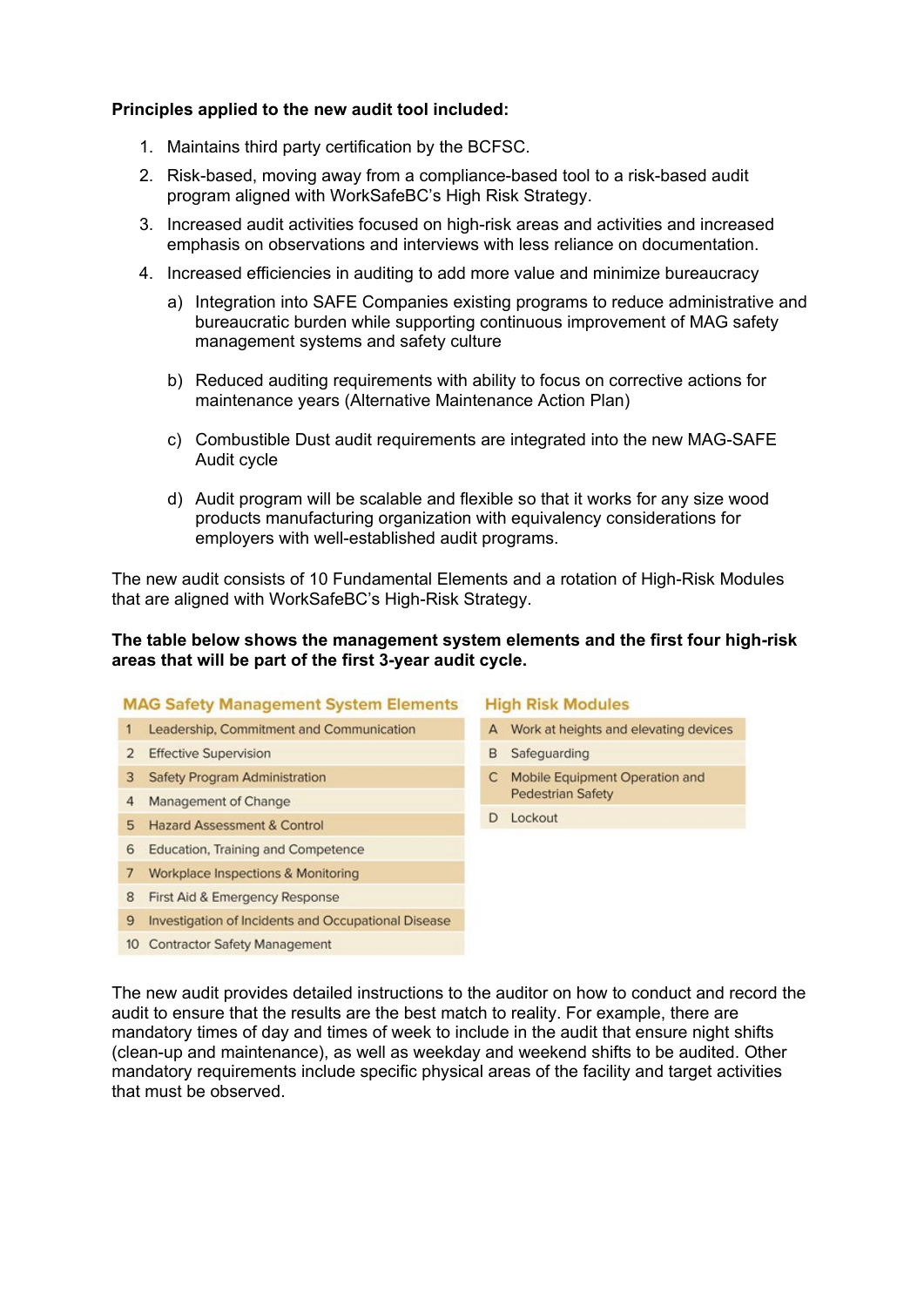**Principles applied to the new audit tool included:**

1. Maintains third party certification by the BCFSC.
2. Risk-based, moving away from a compliance-based tool to a risk-based audit program aligned with WorkSafeBC's High Risk Strategy.
3. Increased audit activities focused on high-risk areas and activities and increased emphasis on observations and interviews with less reliance on documentation.
4. Increased efficiencies in auditing to add more value and minimize bureaucracy
   a) Integration into SAFE Companies existing programs to reduce administrative and bureaucratic burden while supporting continuous improvement of MAG safety management systems and safety culture

   b) Reduced auditing requirements with ability to focus on corrective actions for maintenance years (Alternative Maintenance Action Plan)

   c) Combustible Dust audit requirements are integrated into the new MAG-SAFE Audit cycle

   d) Audit program will be scalable and flexible so that it works for any size wood products manufacturing organization with equivalency considerations for employers with well-established audit programs.

The new audit consists of 10 Fundamental Elements and a rotation of High-Risk Modules that are aligned with WorkSafeBC's High-Risk Strategy.

**The table below shows the management system elements and the first four high-risk areas that will be part of the first 3-year audit cycle.**

| MAG Safety Management System Elements | | High Risk Modules | |
|---|---|---|---|
| 1 | Leadership, Commitment and Communication | A | Work at heights and elevating devices |
| 2 | Effective Supervision | B | Safeguarding |
| 3 | Safety Program Administration | C | Mobile Equipment Operation and Pedestrian Safety |
| 4 | Management of Change | D | Lockout |
| 5 | Hazard Assessment & Control | | |
| 6 | Education, Training and Competence | | |
| 7 | Workplace Inspections & Monitoring | | |
| 8 | First Aid & Emergency Response | | |
| 9 | Investigation of Incidents and Occupational Disease | | |
| 10 | Contractor Safety Management | | |

The new audit provides detailed instructions to the auditor on how to conduct and record the audit to ensure that the results are the best match to reality. For example, there are mandatory times of day and times of week to include in the audit that ensure night shifts (clean-up and maintenance), as well as weekday and weekend shifts to be audited. Other mandatory requirements include specific physical areas of the facility and target activities that must be observed.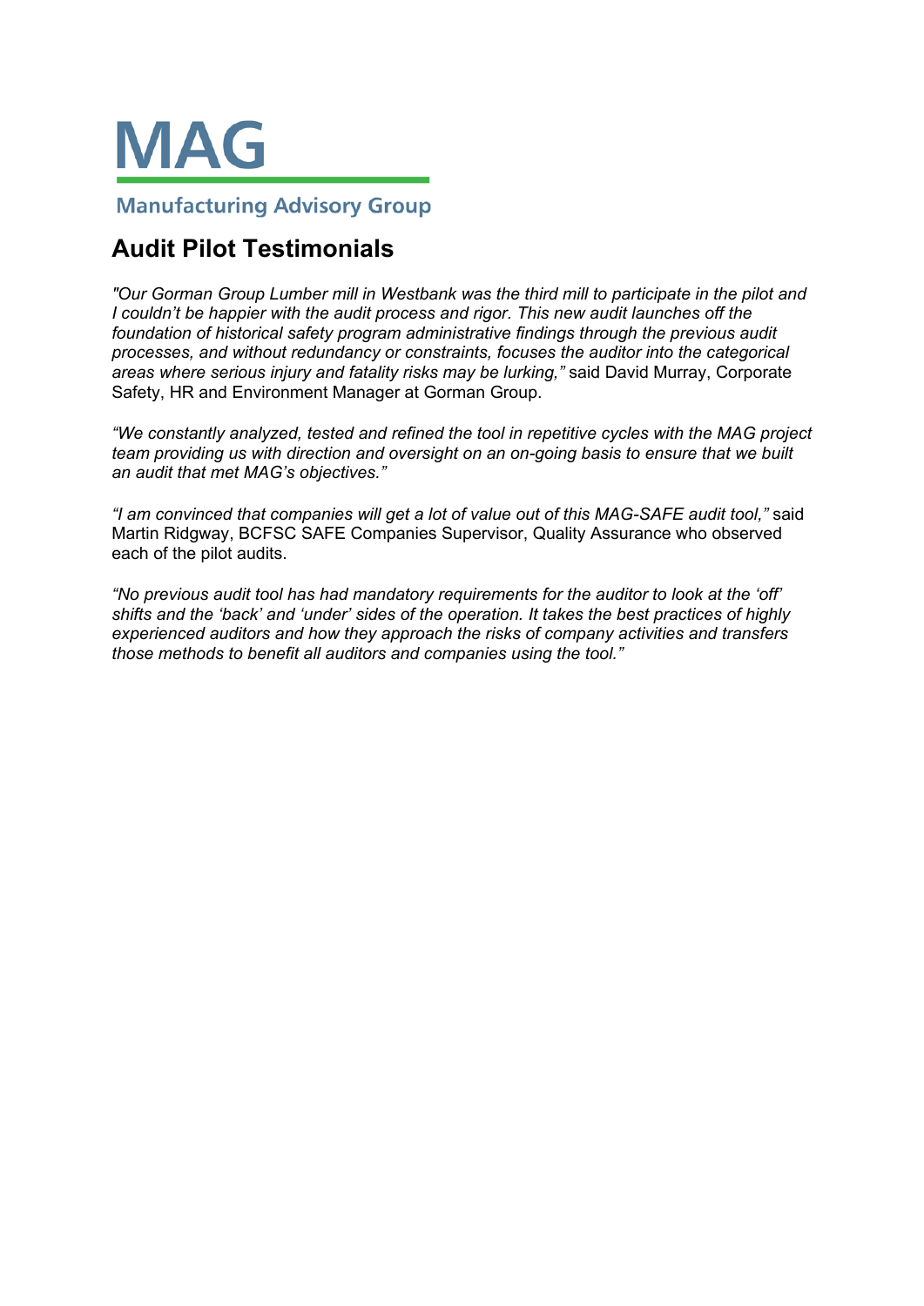MAG

Manufacturing Advisory Group

## Audit Pilot Testimonials

*"Our Gorman Group Lumber mill in Westbank was the third mill to participate in the pilot and I couldn't be happier with the audit process and rigor. This new audit launches off the foundation of historical safety program administrative findings through the previous audit processes, and without redundancy or constraints, focuses the auditor into the categorical areas where serious injury and fatality risks may be lurking,"* said David Murray, Corporate Safety, HR and Environment Manager at Gorman Group.

*"We constantly analyzed, tested and refined the tool in repetitive cycles with the MAG project team providing us with direction and oversight on an on-going basis to ensure that we built an audit that met MAG's objectives."*

*"I am convinced that companies will get a lot of value out of this MAG-SAFE audit tool,"* said Martin Ridgway, BCFSC SAFE Companies Supervisor, Quality Assurance who observed each of the pilot audits.

*"No previous audit tool has had mandatory requirements for the auditor to look at the 'off' shifts and the 'back' and 'under' sides of the operation. It takes the best practices of highly experienced auditors and how they approach the risks of company activities and transfers those methods to benefit all auditors and companies using the tool."*